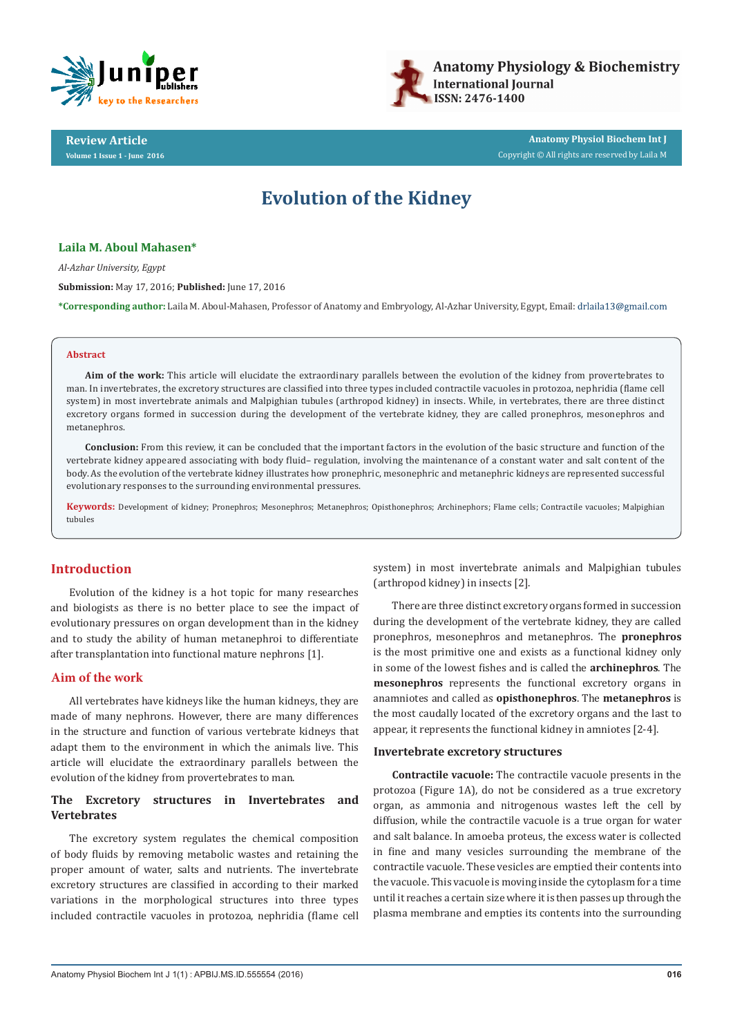Review Article

Volume 1 Issue 1 - June 2016

Anatomy Physiol Biochem Int J

Copyright © All rights are reserved by Laila M

# Evolution of the Kidney

**Laila M. Aboul Mahasen***

*Al-Azhar University, Egypt*

**Submission:** May 17, 2016; **Published:** June 17, 2016

***Corresponding author:** Laila M. Aboul-Mahasen, Professor of Anatomy and Embryology, Al-Azhar University, Egypt, Email: drlaila13@gmail.com

## Abstract

**Aim of the work:** This article will elucidate the extraordinary parallels between the evolution of the kidney from provertebrates to man. In invertebrates, the excretory structures are classified into three types included contractile vacuoles in protozoa, nephridia (flame cell system) in most invertebrate animals and Malpighian tubules (arthropod kidney) in insects. While, in vertebrates, there are three distinct excretory organs formed in succession during the development of the vertebrate kidney, they are called pronephros, mesonephros and metanephros.

**Conclusion:** From this review, it can be concluded that the important factors in the evolution of the basic structure and function of the vertebrate kidney appeared associating with body fluid– regulation, involving the maintenance of a constant water and salt content of the body. As the evolution of the vertebrate kidney illustrates how pronephric, mesonephric and metanephric kidneys are represented successful evolutionary responses to the surrounding environmental pressures.

**Keywords:** Development of kidney; Pronephros; Mesonephros; Metanephros; Opisthonephros; Archinephros; Flame cells; Contractile vacuoles; Malpighian tubules

## Introduction

Evolution of the kidney is a hot topic for many researches and biologists as there is no better place to see the impact of evolutionary pressures on organ development than in the kidney and to study the ability of human metanephroi to differentiate after transplantation into functional mature nephrons [1].

## Aim of the work

All vertebrates have kidneys like the human kidneys, they are made of many nephrons. However, there are many differences in the structure and function of various vertebrate kidneys that adapt them to the environment in which the animals live. This article will elucidate the extraordinary parallels between the evolution of the kidney from provertebrates to man.

### The Excretory structures in Invertebrates and Vertebrates

The excretory system regulates the chemical composition of body fluids by removing metabolic wastes and retaining the proper amount of water, salts and nutrients. The invertebrate excretory structures are classified in according to their marked variations in the morphological structures into three types included contractile vacuoles in protozoa, nephridia (flame cell system) in most invertebrate animals and Malpighian tubules (arthropod kidney) in insects [2].

There are three distinct excretory organs formed in succession during the development of the vertebrate kidney, they are called pronephros, mesonephros and metanephros. The **pronephros** is the most primitive one and exists as a functional kidney only in some of the lowest fishes and is called the **archinephros**. The **mesonephros** represents the functional excretory organs in anamniotes and called as **opisthonephros**. The **metanephros** is the most caudally located of the excretory organs and the last to appear, it represents the functional kidney in amniotes [2-4].

### Invertebrate excretory structures

**Contractile vacuole:** The contractile vacuole presents in the protozoa (Figure 1A), do not be considered as a true excretory organ, as ammonia and nitrogenous wastes left the cell by diffusion, while the contractile vacuole is a true organ for water and salt balance. In amoeba proteus, the excess water is collected in fine and many vesicles surrounding the membrane of the contractile vacuole. These vesicles are emptied their contents into the vacuole. This vacuole is moving inside the cytoplasm for a time until it reaches a certain size where it is then passes up through the plasma membrane and empties its contents into the surrounding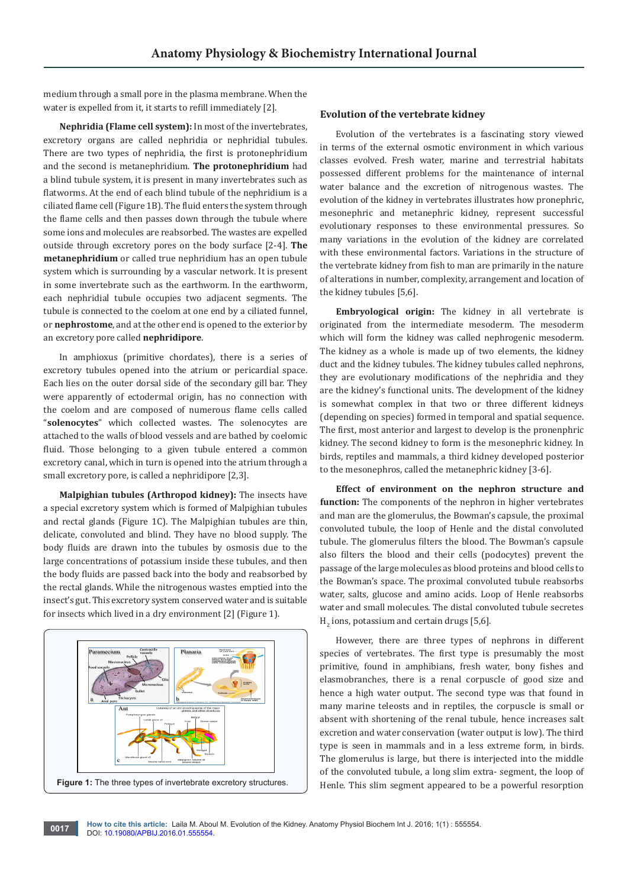medium through a small pore in the plasma membrane. When the water is expelled from it, it starts to refill immediately [2].

**Nephridia (Flame cell system):** In most of the invertebrates, excretory organs are called nephridia or nephridial tubules. There are two types of nephridia, the first is protonephridium and the second is metanephridium. **The protonephridium** had a blind tubule system, it is present in many invertebrates such as flatworms. At the end of each blind tubule of the nephridium is a ciliated flame cell (Figure 1B). The fluid enters the system through the flame cells and then passes down through the tubule where some ions and molecules are reabsorbed. The wastes are expelled outside through excretory pores on the body surface [2-4]. **The metanephridium** or called true nephridium has an open tubule system which is surrounding by a vascular network. It is present in some invertebrate such as the earthworm. In the earthworm, each nephridial tubule occupies two adjacent segments. The tubule is connected to the coelom at one end by a ciliated funnel, or **nephrostome**, and at the other end is opened to the exterior by an excretory pore called **nephridipore**.

In amphioxus (primitive chordates), there is a series of excretory tubules opened into the atrium or pericardial space. Each lies on the outer dorsal side of the secondary gill bar. They were apparently of ectodermal origin, has no connection with the coelom and are composed of numerous flame cells called "**solenocytes**" which collected wastes. The solenocytes are attached to the walls of blood vessels and are bathed by coelomic fluid. Those belonging to a given tubule entered a common excretory canal, which in turn is opened into the atrium through a small excretory pore, is called a nephridipore [2,3].

**Malpighian tubules (Arthropod kidney):** The insects have a special excretory system which is formed of Malpighian tubules and rectal glands (Figure 1C). The Malpighian tubules are thin, delicate, convoluted and blind. They have no blood supply. The body fluids are drawn into the tubules by osmosis due to the large concentrations of potassium inside these tubules, and then the body fluids are passed back into the body and reabsorbed by the rectal glands. While the nitrogenous wastes emptied into the insect's gut. This excretory system conserved water and is suitable for insects which lived in a dry environment [2] (Figure 1).

**Figure 1:** The three types of invertebrate excretory structures.

### Evolution of the vertebrate kidney

Evolution of the vertebrates is a fascinating story viewed in terms of the external osmotic environment in which various classes evolved. Fresh water, marine and terrestrial habitats possessed different problems for the maintenance of internal water balance and the excretion of nitrogenous wastes. The evolution of the kidney in vertebrates illustrates how pronephric, mesonephric and metanephric kidney, represent successful evolutionary responses to these environmental pressures. So many variations in the evolution of the kidney are correlated with these environmental factors. Variations in the structure of the vertebrate kidney from fish to man are primarily in the nature of alterations in number, complexity, arrangement and location of the kidney tubules [5,6].

**Embryological origin:** The kidney in all vertebrate is originated from the intermediate mesoderm. The mesoderm which will form the kidney was called nephrogenic mesoderm. The kidney as a whole is made up of two elements, the kidney duct and the kidney tubules. The kidney tubules called nephrons, they are evolutionary modifications of the nephridia and they are the kidney's functional units. The development of the kidney is somewhat complex in that two or three different kidneys (depending on species) formed in temporal and spatial sequence. The first, most anterior and largest to develop is the pronenphric kidney. The second kidney to form is the mesonephric kidney. In birds, reptiles and mammals, a third kidney developed posterior to the mesonephros, called the metanephric kidney [3-6].

**Effect of environment on the nephron structure and function:** The components of the nephron in higher vertebrates and man are the glomerulus, the Bowman's capsule, the proximal convoluted tubule, the loop of Henle and the distal convoluted tubule. The glomerulus filters the blood. The Bowman's capsule also filters the blood and their cells (podocytes) prevent the passage of the large molecules as blood proteins and blood cells to the Bowman's space. The proximal convoluted tubule reabsorbs water, salts, glucose and amino acids. Loop of Henle reabsorbs water and small molecules. The distal convoluted tubule secretes $H_2$ ions, potassium and certain drugs [5,6].

However, there are three types of nephrons in different species of vertebrates. The first type is presumably the most primitive, found in amphibians, fresh water, bony fishes and elasmobranches, there is a renal corpuscle of good size and hence a high water output. The second type was that found in many marine teleosts and in reptiles, the corpuscle is small or absent with shortening of the renal tubule, hence increases salt excretion and water conservation (water output is low). The third type is seen in mammals and in a less extreme form, in birds. The glomerulus is large, but there is interjected into the middle of the convoluted tubule, a long slim extra- segment, the loop of Henle. This slim segment appeared to be a powerful resorption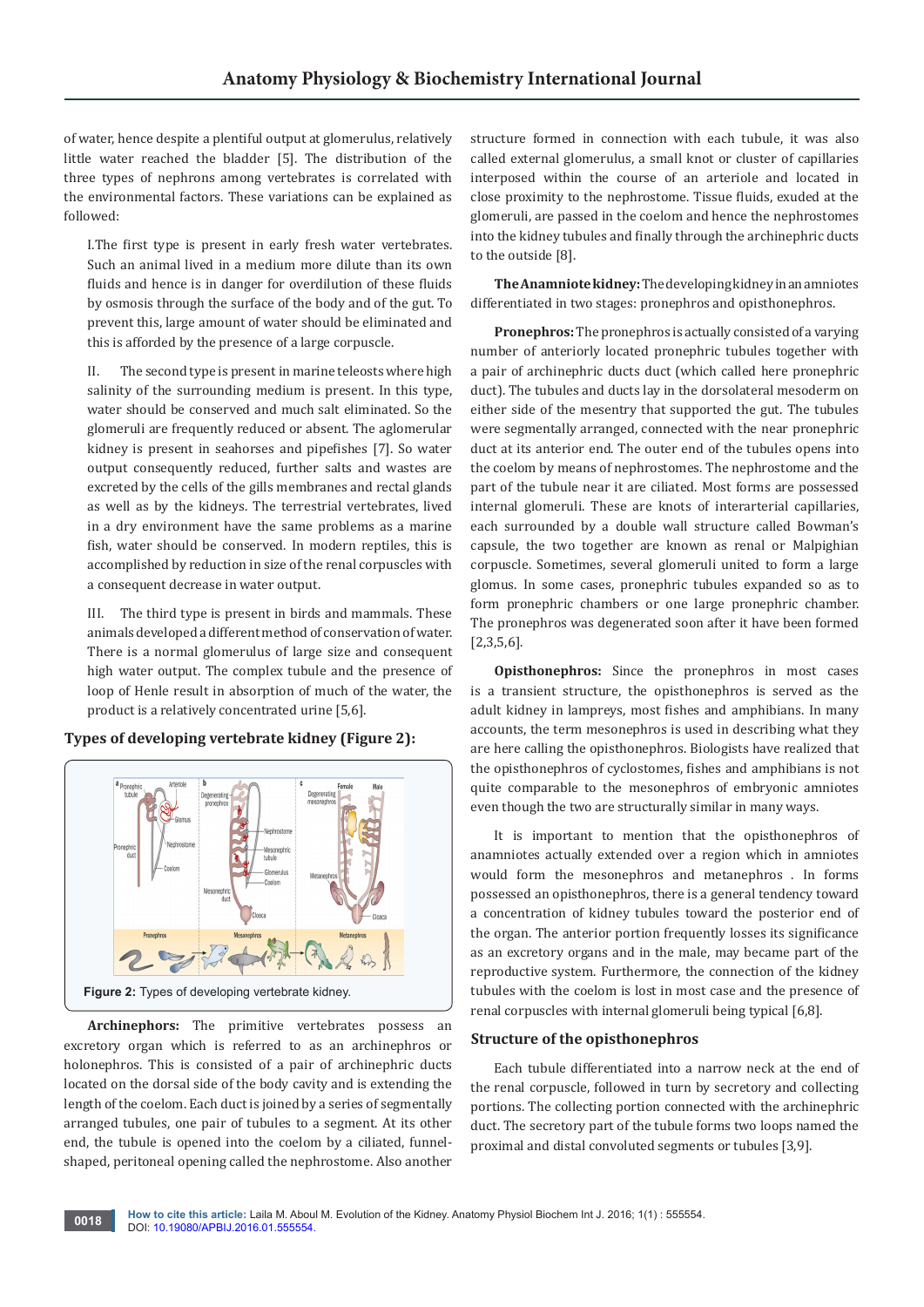of water, hence despite a plentiful output at glomerulus, relatively little water reached the bladder [5]. The distribution of the three types of nephrons among vertebrates is correlated with the environmental factors. These variations can be explained as followed:

I.The first type is present in early fresh water vertebrates. Such an animal lived in a medium more dilute than its own fluids and hence is in danger for overdilution of these fluids by osmosis through the surface of the body and of the gut. To prevent this, large amount of water should be eliminated and this is afforded by the presence of a large corpuscle.

II. The second type is present in marine teleosts where high salinity of the surrounding medium is present. In this type, water should be conserved and much salt eliminated. So the glomeruli are frequently reduced or absent. The aglomerular kidney is present in seahorses and pipefishes [7]. So water output consequently reduced, further salts and wastes are excreted by the cells of the gills membranes and rectal glands as well as by the kidneys. The terrestrial vertebrates, lived in a dry environment have the same problems as a marine fish, water should be conserved. In modern reptiles, this is accomplished by reduction in size of the renal corpuscles with a consequent decrease in water output.

III. The third type is present in birds and mammals. These animals developed a different method of conservation of water. There is a normal glomerulus of large size and consequent high water output. The complex tubule and the presence of loop of Henle result in absorption of much of the water, the product is a relatively concentrated urine [5,6].

### Types of developing vertebrate kidney (Figure 2):

Figure 2: Types of developing vertebrate kidney.

**Archinephors:** The primitive vertebrates possess an excretory organ which is referred to as an archinephros or holonephros. This is consisted of a pair of archinephric ducts located on the dorsal side of the body cavity and is extending the length of the coelom. Each duct is joined by a series of segmentally arranged tubules, one pair of tubules to a segment. At its other end, the tubule is opened into the coelom by a ciliated, funnel-shaped, peritoneal opening called the nephrostome. Also another structure formed in connection with each tubule, it was also called external glomerulus, a small knot or cluster of capillaries interposed within the course of an arteriole and located in close proximity to the nephrostome. Tissue fluids, exuded at the glomeruli, are passed in the coelom and hence the nephrostomes into the kidney tubules and finally through the archinephric ducts to the outside [8].

**The Anamniote kidney:** The developing kidney in an amniotes differentiated in two stages: pronephros and opisthonephros.

**Pronephros:** The pronephros is actually consisted of a varying number of anteriorly located pronephric tubules together with a pair of archinephric ducts duct (which called here pronephric duct). The tubules and ducts lay in the dorsolateral mesoderm on either side of the mesentry that supported the gut. The tubules were segmentally arranged, connected with the near pronephric duct at its anterior end. The outer end of the tubules opens into the coelom by means of nephrostomes. The nephrostome and the part of the tubule near it are ciliated. Most forms are possessed internal glomeruli. These are knots of interarterial capillaries, each surrounded by a double wall structure called Bowman's capsule, the two together are known as renal or Malpighian corpuscle. Sometimes, several glomeruli united to form a large glomus. In some cases, pronephric tubules expanded so as to form pronephric chambers or one large pronephric chamber. The pronephros was degenerated soon after it have been formed [2,3,5,6].

**Opisthonephros:** Since the pronephros in most cases is a transient structure, the opisthonephros is served as the adult kidney in lampreys, most fishes and amphibians. In many accounts, the term mesonephros is used in describing what they are here calling the opisthonephros. Biologists have realized that the opisthonephros of cyclostomes, fishes and amphibians is not quite comparable to the mesonephros of embryonic amniotes even though the two are structurally similar in many ways.

It is important to mention that the opisthonephros of anamniotes actually extended over a region which in amniotes would form the mesonephros and metanephros . In forms possessed an opisthonephros, there is a general tendency toward a concentration of kidney tubules toward the posterior end of the organ. The anterior portion frequently losses its significance as an excretory organs and in the male, may became part of the reproductive system. Furthermore, the connection of the kidney tubules with the coelom is lost in most case and the presence of renal corpuscles with internal glomeruli being typical [6,8].

### Structure of the opisthonephros

Each tubule differentiated into a narrow neck at the end of the renal corpuscle, followed in turn by secretory and collecting portions. The collecting portion connected with the archinephric duct. The secretory part of the tubule forms two loops named the proximal and distal convoluted segments or tubules [3,9].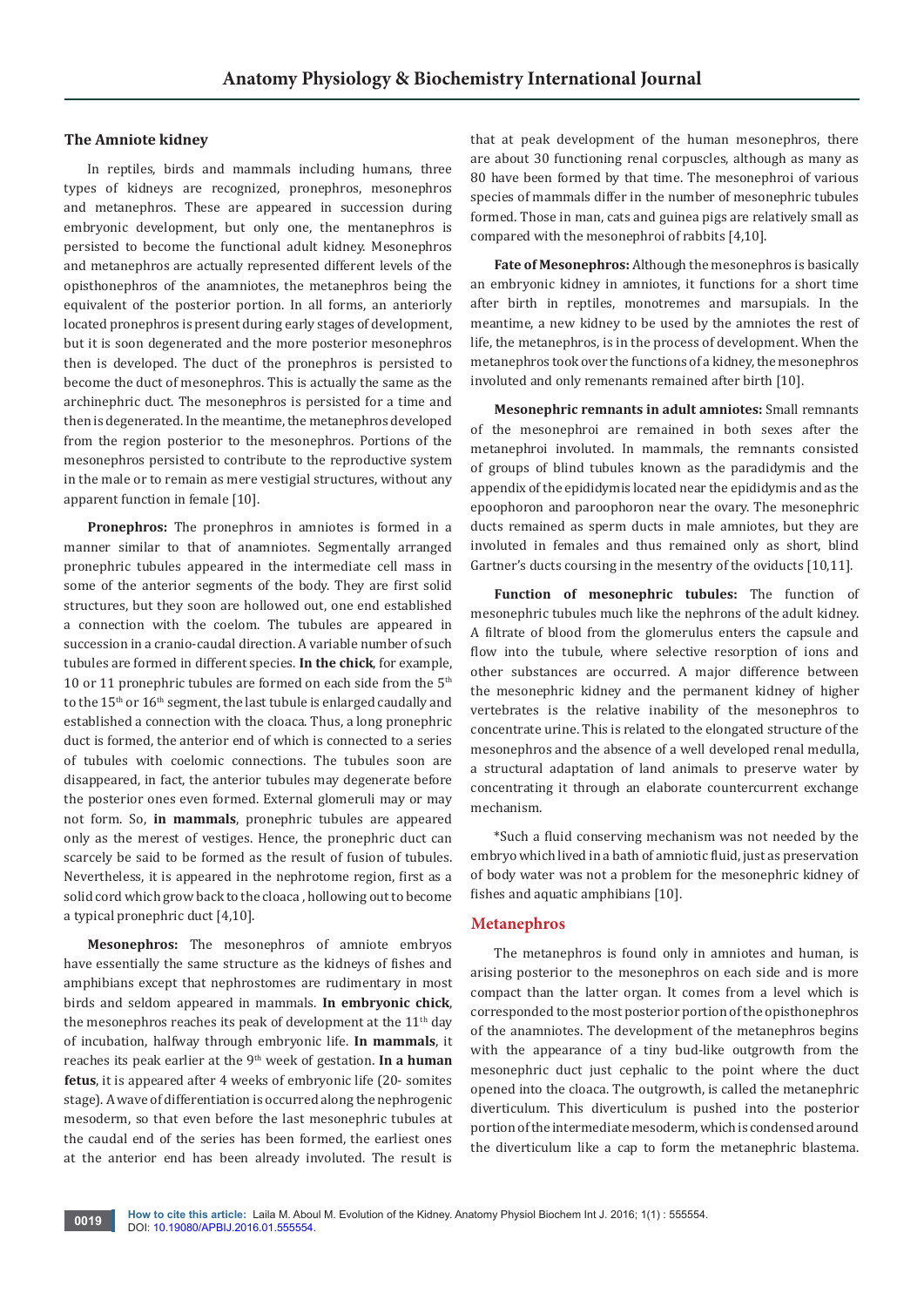### The Amniote kidney

In reptiles, birds and mammals including humans, three types of kidneys are recognized, pronephros, mesonephros and metanephros. These are appeared in succession during embryonic development, but only one, the mentanephros is persisted to become the functional adult kidney. Mesonephros and metanephros are actually represented different levels of the opisthonephros of the anamniotes, the metanephros being the equivalent of the posterior portion. In all forms, an anteriorly located pronephros is present during early stages of development, but it is soon degenerated and the more posterior mesonephros then is developed. The duct of the pronephros is persisted to become the duct of mesonephros. This is actually the same as the archinephric duct. The mesonephros is persisted for a time and then is degenerated. In the meantime, the metanephros developed from the region posterior to the mesonephros. Portions of the mesonephros persisted to contribute to the reproductive system in the male or to remain as mere vestigial structures, without any apparent function in female [10].

**Pronephros:** The pronephros in amniotes is formed in a manner similar to that of anamniotes. Segmentally arranged pronephric tubules appeared in the intermediate cell mass in some of the anterior segments of the body. They are first solid structures, but they soon are hollowed out, one end established a connection with the coelom. The tubules are appeared in succession in a cranio-caudal direction. A variable number of such tubules are formed in different species. **In the chick**, for example, 10 or 11 pronephric tubules are formed on each side from the 5th to the 15th or 16th segment, the last tubule is enlarged caudally and established a connection with the cloaca. Thus, a long pronephric duct is formed, the anterior end of which is connected to a series of tubules with coelomic connections. The tubules soon are disappeared, in fact, the anterior tubules may degenerate before the posterior ones even formed. External glomeruli may or may not form. So, **in mammals**, pronephric tubules are appeared only as the merest of vestiges. Hence, the pronephric duct can scarcely be said to be formed as the result of fusion of tubules. Nevertheless, it is appeared in the nephrotome region, first as a solid cord which grow back to the cloaca , hollowing out to become a typical pronephric duct [4,10].

**Mesonephros:** The mesonephros of amniote embryos have essentially the same structure as the kidneys of fishes and amphibians except that nephrostomes are rudimentary in most birds and seldom appeared in mammals. **In embryonic chick**, the mesonephros reaches its peak of development at the 11th day of incubation, halfway through embryonic life. **In mammals**, it reaches its peak earlier at the 9th week of gestation. **In a human fetus**, it is appeared after 4 weeks of embryonic life (20- somites stage). A wave of differentiation is occurred along the nephrogenic mesoderm, so that even before the last mesonephric tubules at the caudal end of the series has been formed, the earliest ones at the anterior end has been already involuted. The result is that at peak development of the human mesonephros, there are about 30 functioning renal corpuscles, although as many as 80 have been formed by that time. The mesonephroi of various species of mammals differ in the number of mesonephric tubules formed. Those in man, cats and guinea pigs are relatively small as compared with the mesonephroi of rabbits [4,10].

**Fate of Mesonephros:** Although the mesonephros is basically an embryonic kidney in amniotes, it functions for a short time after birth in reptiles, monotremes and marsupials. In the meantime, a new kidney to be used by the amniotes the rest of life, the metanephros, is in the process of development. When the metanephros took over the functions of a kidney, the mesonephros involuted and only remenants remained after birth [10].

**Mesonephric remnants in adult amniotes:** Small remnants of the mesonephroi are remained in both sexes after the metanephroi involuted. In mammals, the remnants consisted of groups of blind tubules known as the paradidymis and the appendix of the epididymis located near the epididymis and as the epoophoron and paroophoron near the ovary. The mesonephric ducts remained as sperm ducts in male amniotes, but they are involuted in females and thus remained only as short, blind Gartner's ducts coursing in the mesentry of the oviducts [10,11].

**Function of mesonephric tubules:** The function of mesonephric tubules much like the nephrons of the adult kidney. A filtrate of blood from the glomerulus enters the capsule and flow into the tubule, where selective resorption of ions and other substances are occurred. A major difference between the mesonephric kidney and the permanent kidney of higher vertebrates is the relative inability of the mesonephros to concentrate urine. This is related to the elongated structure of the mesonephros and the absence of a well developed renal medulla, a structural adaptation of land animals to preserve water by concentrating it through an elaborate countercurrent exchange mechanism.

*Such a fluid conserving mechanism was not needed by the embryo which lived in a bath of amniotic fluid, just as preservation of body water was not a problem for the mesonephric kidney of fishes and aquatic amphibians [10].

## Metanephros

The metanephros is found only in amniotes and human, is arising posterior to the mesonephros on each side and is more compact than the latter organ. It comes from a level which is corresponded to the most posterior portion of the opisthonephros of the anamniotes. The development of the metanephros begins with the appearance of a tiny bud-like outgrowth from the mesonephric duct just cephalic to the point where the duct opened into the cloaca. The outgrowth, is called the metanephric diverticulum. This diverticulum is pushed into the posterior portion of the intermediate mesoderm, which is condensed around the diverticulum like a cap to form the metanephric blastema.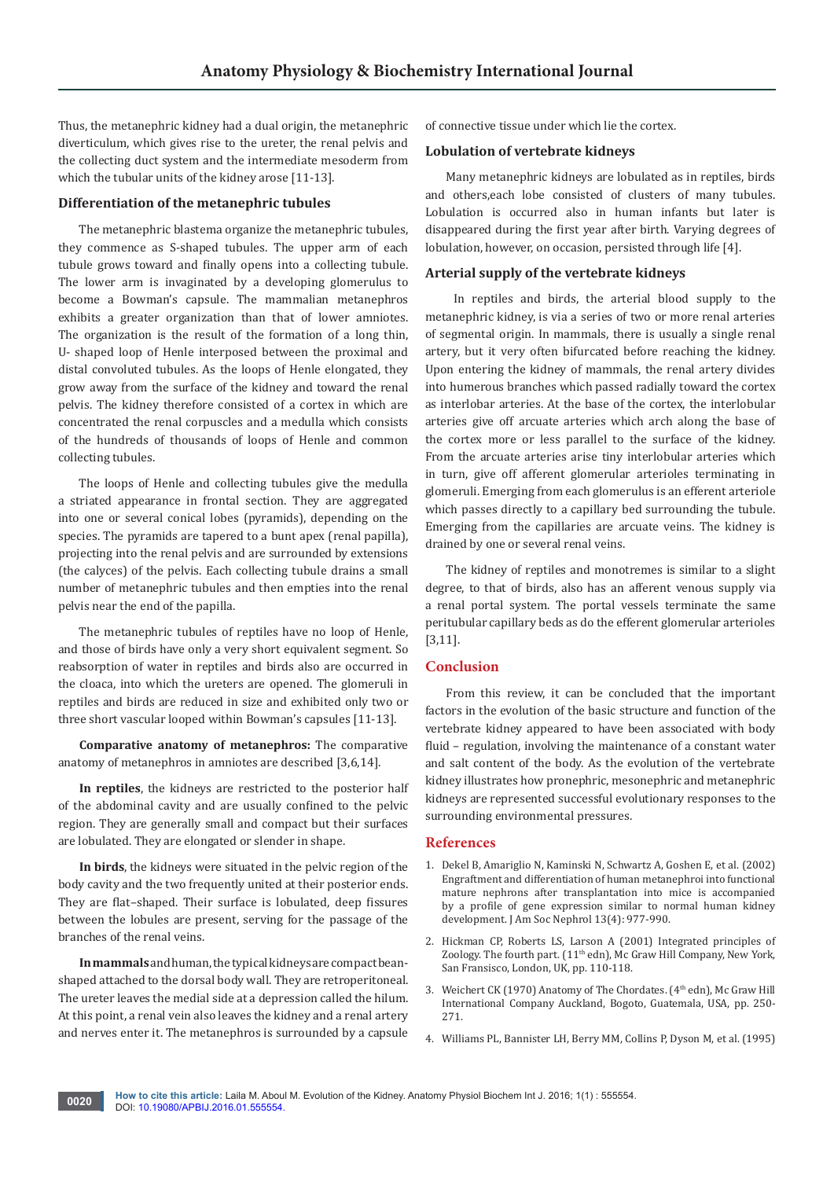Thus, the metanephric kidney had a dual origin, the metanephric diverticulum, which gives rise to the ureter, the renal pelvis and the collecting duct system and the intermediate mesoderm from which the tubular units of the kidney arose [11-13].

### Differentiation of the metanephric tubules

The metanephric blastema organize the metanephric tubules, they commence as S-shaped tubules. The upper arm of each tubule grows toward and finally opens into a collecting tubule. The lower arm is invaginated by a developing glomerulus to become a Bowman's capsule. The mammalian metanephros exhibits a greater organization than that of lower amniotes. The organization is the result of the formation of a long thin, U- shaped loop of Henle interposed between the proximal and distal convoluted tubules. As the loops of Henle elongated, they grow away from the surface of the kidney and toward the renal pelvis. The kidney therefore consisted of a cortex in which are concentrated the renal corpuscles and a medulla which consists of the hundreds of thousands of loops of Henle and common collecting tubules.

The loops of Henle and collecting tubules give the medulla a striated appearance in frontal section. They are aggregated into one or several conical lobes (pyramids), depending on the species. The pyramids are tapered to a bunt apex (renal papilla), projecting into the renal pelvis and are surrounded by extensions (the calyces) of the pelvis. Each collecting tubule drains a small number of metanephric tubules and then empties into the renal pelvis near the end of the papilla.

The metanephric tubules of reptiles have no loop of Henle, and those of birds have only a very short equivalent segment. So reabsorption of water in reptiles and birds also are occurred in the cloaca, into which the ureters are opened. The glomeruli in reptiles and birds are reduced in size and exhibited only two or three short vascular looped within Bowman's capsules [11-13].

**Comparative anatomy of metanephros:** The comparative anatomy of metanephros in amniotes are described [3,6,14].

**In reptiles**, the kidneys are restricted to the posterior half of the abdominal cavity and are usually confined to the pelvic region. They are generally small and compact but their surfaces are lobulated. They are elongated or slender in shape.

**In birds**, the kidneys were situated in the pelvic region of the body cavity and the two frequently united at their posterior ends. They are flat–shaped. Their surface is lobulated, deep fissures between the lobules are present, serving for the passage of the branches of the renal veins.

**In mammals** and human, the typical kidneys are compact bean-shaped attached to the dorsal body wall. They are retroperitoneal. The ureter leaves the medial side at a depression called the hilum. At this point, a renal vein also leaves the kidney and a renal artery and nerves enter it. The metanephros is surrounded by a capsule of connective tissue under which lie the cortex.

### Lobulation of vertebrate kidneys

Many metanephric kidneys are lobulated as in reptiles, birds and others,each lobe consisted of clusters of many tubules. Lobulation is occurred also in human infants but later is disappeared during the first year after birth. Varying degrees of lobulation, however, on occasion, persisted through life [4].

### Arterial supply of the vertebrate kidneys

In reptiles and birds, the arterial blood supply to the metanephric kidney, is via a series of two or more renal arteries of segmental origin. In mammals, there is usually a single renal artery, but it very often bifurcated before reaching the kidney. Upon entering the kidney of mammals, the renal artery divides into humerous branches which passed radially toward the cortex as interlobar arteries. At the base of the cortex, the interlobular arteries give off arcuate arteries which arch along the base of the cortex more or less parallel to the surface of the kidney. From the arcuate arteries arise tiny interlobular arteries which in turn, give off afferent glomerular arterioles terminating in glomeruli. Emerging from each glomerulus is an efferent arteriole which passes directly to a capillary bed surrounding the tubule. Emerging from the capillaries are arcuate veins. The kidney is drained by one or several renal veins.

The kidney of reptiles and monotremes is similar to a slight degree, to that of birds, also has an afferent venous supply via a renal portal system. The portal vessels terminate the same peritubular capillary beds as do the efferent glomerular arterioles [3,11].

## Conclusion

From this review, it can be concluded that the important factors in the evolution of the basic structure and function of the vertebrate kidney appeared to have been associated with body fluid – regulation, involving the maintenance of a constant water and salt content of the body. As the evolution of the vertebrate kidney illustrates how pronephric, mesonephric and metanephric kidneys are represented successful evolutionary responses to the surrounding environmental pressures.

## References

1. Dekel B, Amariglio N, Kaminski N, Schwartz A, Goshen E, et al. (2002) Engraftment and differentiation of human metanephroi into functional mature nephrons after transplantation into mice is accompanied by a profile of gene expression similar to normal human kidney development. J Am Soc Nephrol 13(4): 977-990.
2. Hickman CP, Roberts LS, Larson A (2001) Integrated principles of Zoology. The fourth part. (11th edn), Mc Graw Hill Company, New York, San Fransisco, London, UK, pp. 110-118.
3. Weichert CK (1970) Anatomy of The Chordates. (4th edn), Mc Graw Hill International Company Auckland, Bogoto, Guatemala, USA, pp. 250-271.
4. Williams PL, Bannister LH, Berry MM, Collins P, Dyson M, et al. (1995)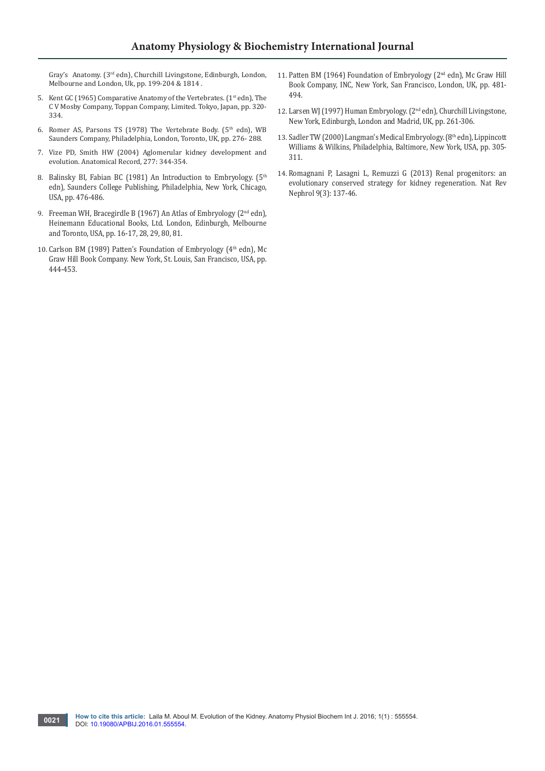Gray's Anatomy. (3rd edn), Churchill Livingstone, Edinburgh, London, Melbourne and London, Uk, pp. 199-204 & 1814 .

5. Kent GC (1965) Comparative Anatomy of the Vertebrates. (1st edn), The C V Mosby Company, Toppan Company, Limited. Tokyo, Japan, pp. 320-334.
6. Romer AS, Parsons TS (1978) The Vertebrate Body. (5th edn), WB Saunders Company, Philadelphia, London, Toronto, UK, pp. 276- 288.
7. Vize PD, Smith HW (2004) Aglomerular kidney development and evolution. Anatomical Record, 277: 344-354.
8. Balinsky BI, Fabian BC (1981) An Introduction to Embryology. (5th edn), Saunders College Publishing, Philadelphia, New York, Chicago, USA, pp. 476-486.
9. Freeman WH, Bracegirdle B (1967) An Atlas of Embryology (2nd edn), Heinemann Educational Books, Ltd. London, Edinburgh, Melbourne and Toronto, USA, pp. 16-17, 28, 29, 80, 81.
10. Carlson BM (1989) Patten's Foundation of Embryology (4th edn), Mc Graw Hill Book Company. New York, St. Louis, San Francisco, USA, pp. 444-453.
11. Patten BM (1964) Foundation of Embryology (2nd edn), Mc Graw Hill Book Company, INC, New York, San Francisco, London, UK, pp. 481-494.
12. Larsen WJ (1997) Human Embryology. (2nd edn), Churchill Livingstone, New York, Edinburgh, London and Madrid, UK, pp. 261-306.
13. Sadler TW (2000) Langman's Medical Embryology. (8th edn), Lippincott Williams & Wilkins, Philadelphia, Baltimore, New York, USA, pp. 305-311.
14. Romagnani P, Lasagni L, Remuzzi G (2013) Renal progenitors: an evolutionary conserved strategy for kidney regeneration. Nat Rev Nephrol 9(3): 137-46.